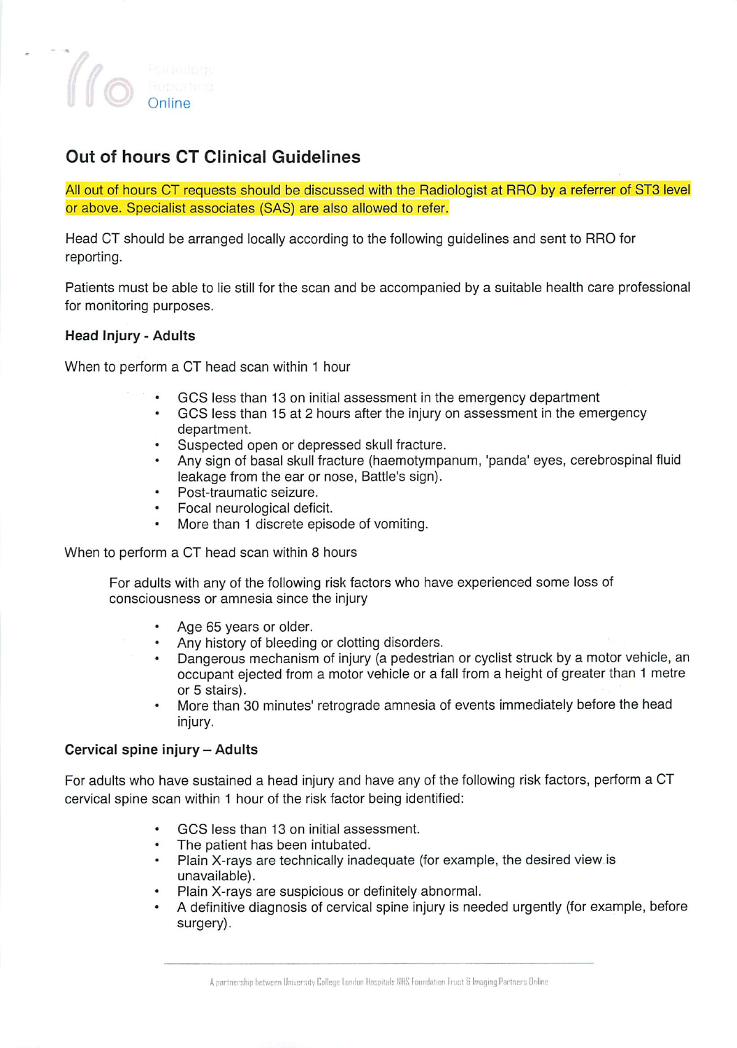Radiology Reporting Online

# Out of hours CT Clinical Guidelines

All out of hours CT requests should be discussed with the Radiologist at RRO by a referrer of ST3 level or above. Specialist associates (SAS) are also allowed to refer.

Head CT should be arranged locally according to the following guidelines and sent to RRO for reporting.

Patients must be able to lie still for the scan and be accompanied by a suitable health care professional for monitoring purposes.

### Head Injury - Adults

When to perform a CT head scan within 1 hour

- GCS less than 13 on initial assessment in the emergency department
- GCS less than 15 at 2 hours after the injury on assessment in the emergency department.
- Suspected open or depressed skull fracture.
- Any sign of basal skull fracture (haemotympanum, 'panda' eyes, cerebrospinal fluid leakage from the ear or nose, Battle's sign).
- Post-traumatic seizure.
- Focal neurological deficit.
- More than 1 discrete episode of vomiting.

When to perform a CT head scan within 8 hours

For adults with any of the following risk factors who have experienced some loss of consciousness or amnesia since the injury

- Age 65 years or older.
- Any history of bleeding or clotting disorders.
- Dangerous mechanism of injury (a pedestrian or cyclist struck by a motor vehicle, an occupant ejected from a motor vehicle or a fall from a height of greater than 1 metre or 5 stairs).
- More than 30 minutes' retrograde amnesia of events immediately before the head injury.

### Cervical spine injury – Adults

For adults who have sustained a head injury and have any of the following risk factors, perform a CT cervical spine scan within 1 hour of the risk factor being identified:

- GCS less than 13 on initial assessment.
- The patient has been intubated.
- Plain X-rays are technically inadequate (for example, the desired view is unavailable).
- Plain X-rays are suspicious or definitely abnormal.
- A definitive diagnosis of cervical spine injury is needed urgently (for example, before surgery).

A partnership between University College London Hospitals NHS Foundation Trust & Imaging Partners Online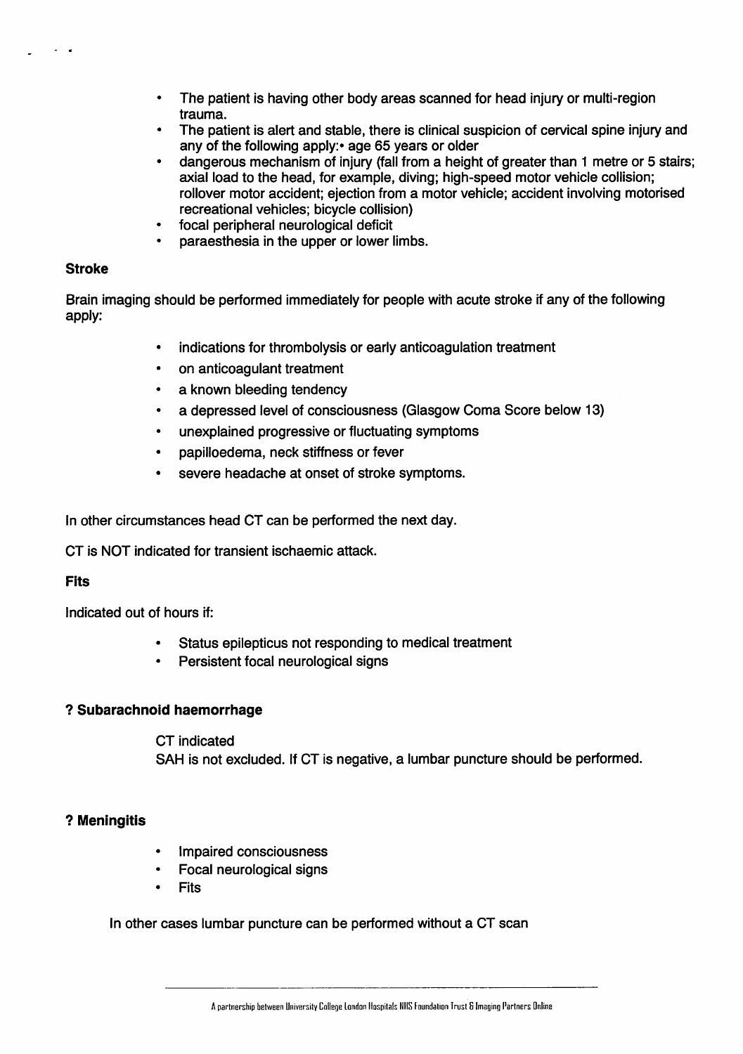- The patient is having other body areas scanned for head injury or multi-region trauma.
- The patient is alert and stable, there is clinical suspicion of cervical spine injury and any of the following apply:• age 65 years or older
- dangerous mechanism of injury (fall from a height of greater than 1 metre or 5 stairs; axial load to the head, for example, diving; high-speed motor vehicle collision; rollover motor accident; ejection from a motor vehicle; accident involving motorised recreational vehicles; bicycle collision)
- focal peripheral neurological deficit
- paraesthesia in the upper or lower limbs.

**Stroke**

Brain imaging should be performed immediately for people with acute stroke if any of the following apply:

- indications for thrombolysis or early anticoagulation treatment
- on anticoagulant treatment
- a known bleeding tendency
- a depressed level of consciousness (Glasgow Coma Score below 13)
- unexplained progressive or fluctuating symptoms
- papilloedema, neck stiffness or fever
- severe headache at onset of stroke symptoms.

In other circumstances head CT can be performed the next day.

CT is NOT indicated for transient ischaemic attack.

**Fits**

Indicated out of hours if:

- Status epilepticus not responding to medical treatment
- Persistent focal neurological signs

**? Subarachnoid haemorrhage**

CT indicated
SAH is not excluded. If CT is negative, a lumbar puncture should be performed.

**? Meningitis**

- Impaired consciousness
- Focal neurological signs
- Fits

In other cases lumbar puncture can be performed without a CT scan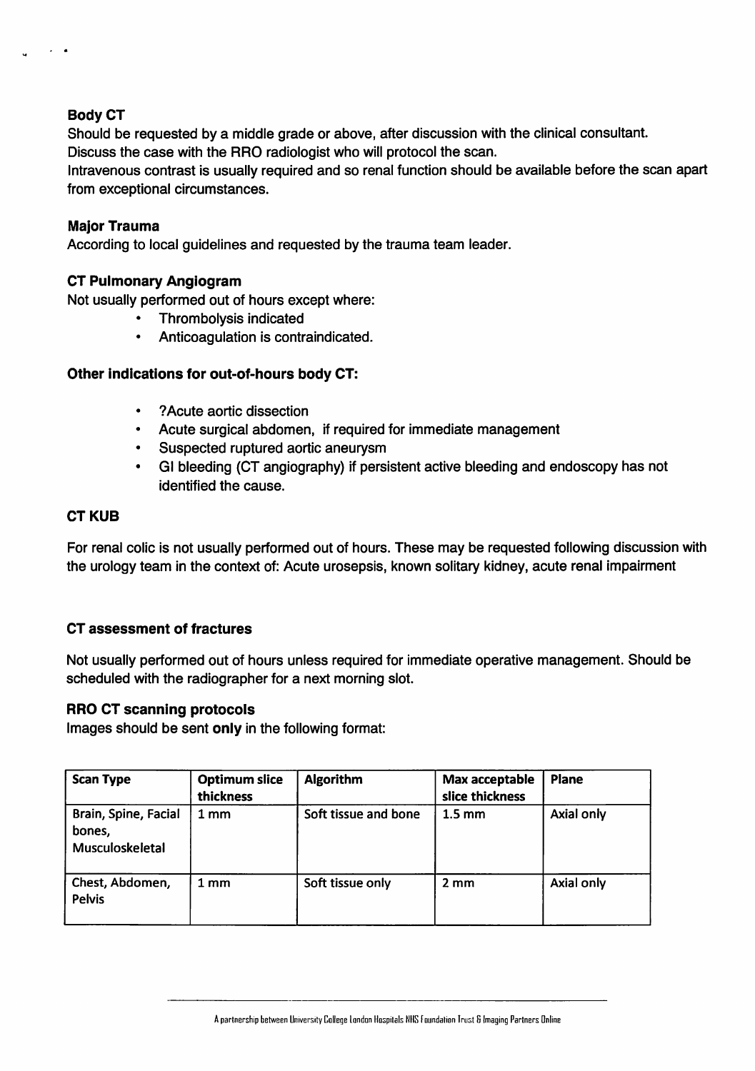### Body CT

Should be requested by a middle grade or above, after discussion with the clinical consultant.
Discuss the case with the RRO radiologist who will protocol the scan.
Intravenous contrast is usually required and so renal function should be available before the scan apart from exceptional circumstances.

### Major Trauma

According to local guidelines and requested by the trauma team leader.

### CT Pulmonary Angiogram

Not usually performed out of hours except where:

- Thrombolysis indicated
- Anticoagulation is contraindicated.

### Other indications for out-of-hours body CT:

- ?Acute aortic dissection
- Acute surgical abdomen, if required for immediate management
- Suspected ruptured aortic aneurysm
- GI bleeding (CT angiography) if persistent active bleeding and endoscopy has not identified the cause.

### CT KUB

For renal colic is not usually performed out of hours. These may be requested following discussion with the urology team in the context of: Acute urosepsis, known solitary kidney, acute renal impairment

### CT assessment of fractures

Not usually performed out of hours unless required for immediate operative management. Should be scheduled with the radiographer for a next morning slot.

### RRO CT scanning protocols

Images should be sent **only** in the following format:

| Scan Type | Optimum slice thickness | Algorithm | Max acceptable slice thickness | Plane |
|---|---|---|---|---|
| Brain, Spine, Facial bones, Musculoskeletal | 1 mm | Soft tissue and bone | 1.5 mm | Axial only |
| Chest, Abdomen, Pelvis | 1 mm | Soft tissue only | 2 mm | Axial only |